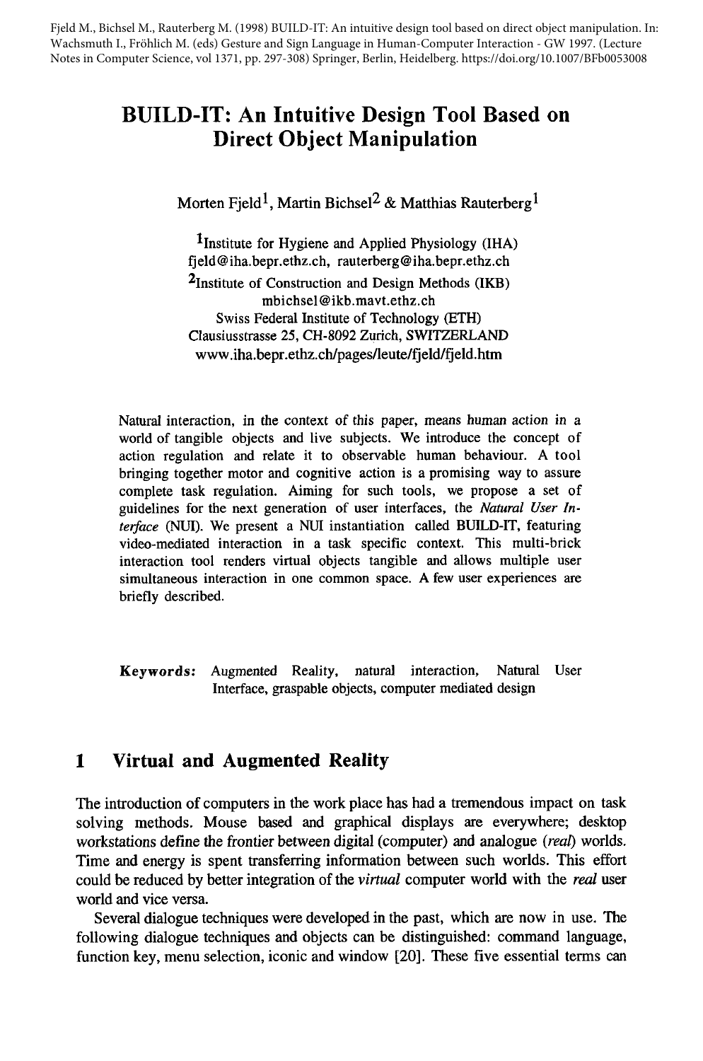Fjeld M., Bichsel M., Rauterberg M. (1998) BUILD-IT: An intuitive design tool based on direct object manipulation. In: Wachsmuth I., Fröhlich M. (eds) Gesture and Sign Language in Human-Computer Interaction - GW 1997. (Lecture Notes in Computer Science, vol 1371, pp. 297-308) Springer, Berlin, Heidelberg. https://doi.org/10.1007/BFb0053008

# BUILD-IT: An Intuitive Design Tool Based on Direct Object Manipulation

Morten Fjeld[1], Martin Bichsel[2] & Matthias Rauterberg[1]

[1]Institute for Hygiene and Applied Physiology (IHA)
fjeld@iha.bepr.ethz.ch, rauterberg@iha.bepr.ethz.ch
[2]Institute of Construction and Design Methods (IKB)
mbichsel@ikb.mavt.ethz.ch
Swiss Federal Institute of Technology (ETH)
Clausiusstrasse 25, CH-8092 Zurich, SWITZERLAND
www.iha.bepr.ethz.ch/pages/leute/fjeld/fjeld.htm

Natural interaction, in the context of this paper, means human action in a world of tangible objects and live subjects. We introduce the concept of action regulation and relate it to observable human behaviour. A tool bringing together motor and cognitive action is a promising way to assure complete task regulation. Aiming for such tools, we propose a set of guidelines for the next generation of user interfaces, the *Natural User Interface* (NUI). We present a NUI instantiation called BUILD-IT, featuring video-mediated interaction in a task specific context. This multi-brick interaction tool renders virtual objects tangible and allows multiple user simultaneous interaction in one common space. A few user experiences are briefly described.

**Keywords:** Augmented Reality, natural interaction, Natural User Interface, graspable objects, computer mediated design

## 1 Virtual and Augmented Reality

The introduction of computers in the work place has had a tremendous impact on task solving methods. Mouse based and graphical displays are everywhere; desktop workstations define the frontier between digital (computer) and analogue (*real*) worlds. Time and energy is spent transferring information between such worlds. This effort could be reduced by better integration of the *virtual* computer world with the *real* user world and vice versa.

Several dialogue techniques were developed in the past, which are now in use. The following dialogue techniques and objects can be distinguished: command language, function key, menu selection, iconic and window [20]. These five essential terms can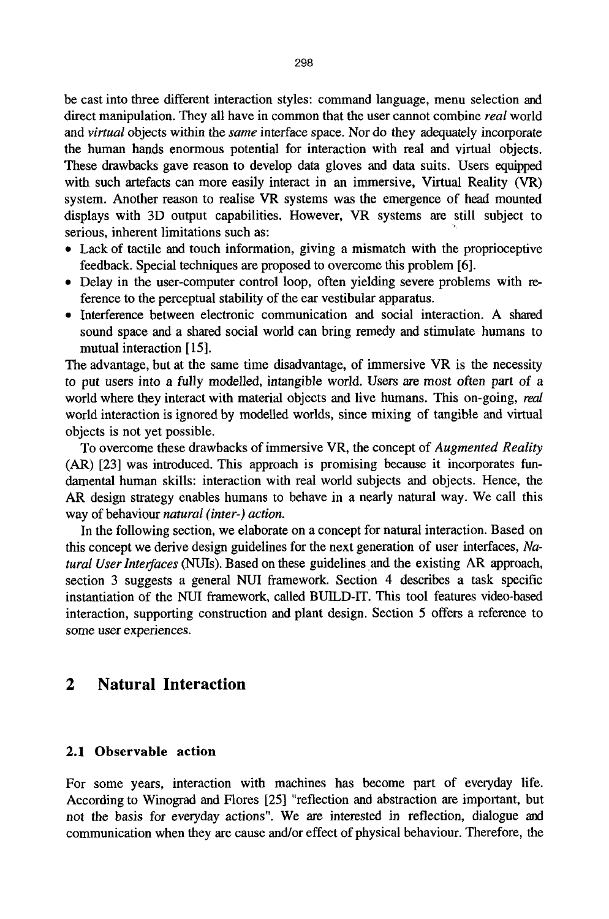be cast into three different interaction styles: command language, menu selection and direct manipulation. They all have in common that the user cannot combine *real* world and *virtual* objects within the *same* interface space. Nor do they adequately incorporate the human hands enormous potential for interaction with real and virtual objects. These drawbacks gave reason to develop data gloves and data suits. Users equipped with such artefacts can more easily interact in an immersive, Virtual Reality (VR) system. Another reason to realise VR systems was the emergence of head mounted displays with 3D output capabilities. However, VR systems are still subject to serious, inherent limitations such as:

- Lack of tactile and touch information, giving a mismatch with the proprioceptive feedback. Special techniques are proposed to overcome this problem [6].
- Delay in the user-computer control loop, often yielding severe problems with reference to the perceptual stability of the ear vestibular apparatus.
- Interference between electronic communication and social interaction. A shared sound space and a shared social world can bring remedy and stimulate humans to mutual interaction [15].

The advantage, but at the same time disadvantage, of immersive VR is the necessity to put users into a fully modelled, intangible world. Users are most often part of a world where they interact with material objects and live humans. This on-going, *real* world interaction is ignored by modelled worlds, since mixing of tangible and virtual objects is not yet possible.

To overcome these drawbacks of immersive VR, the concept of *Augmented Reality* (AR) [23] was introduced. This approach is promising because it incorporates fundamental human skills: interaction with real world subjects and objects. Hence, the AR design strategy enables humans to behave in a nearly natural way. We call this way of behaviour *natural (inter-) action.*

In the following section, we elaborate on a concept for natural interaction. Based on this concept we derive design guidelines for the next generation of user interfaces, *Natural User Interfaces* (NUIs). Based on these guidelines and the existing AR approach, section 3 suggests a general NUI framework. Section 4 describes a task specific instantiation of the NUI framework, called BUILD-IT. This tool features video-based interaction, supporting construction and plant design. Section 5 offers a reference to some user experiences.

## 2 Natural Interaction

### 2.1 Observable action

For some years, interaction with machines has become part of everyday life. According to Winograd and Flores [25] "reflection and abstraction are important, but not the basis for everyday actions". We are interested in reflection, dialogue and communication when they are cause and/or effect of physical behaviour. Therefore, the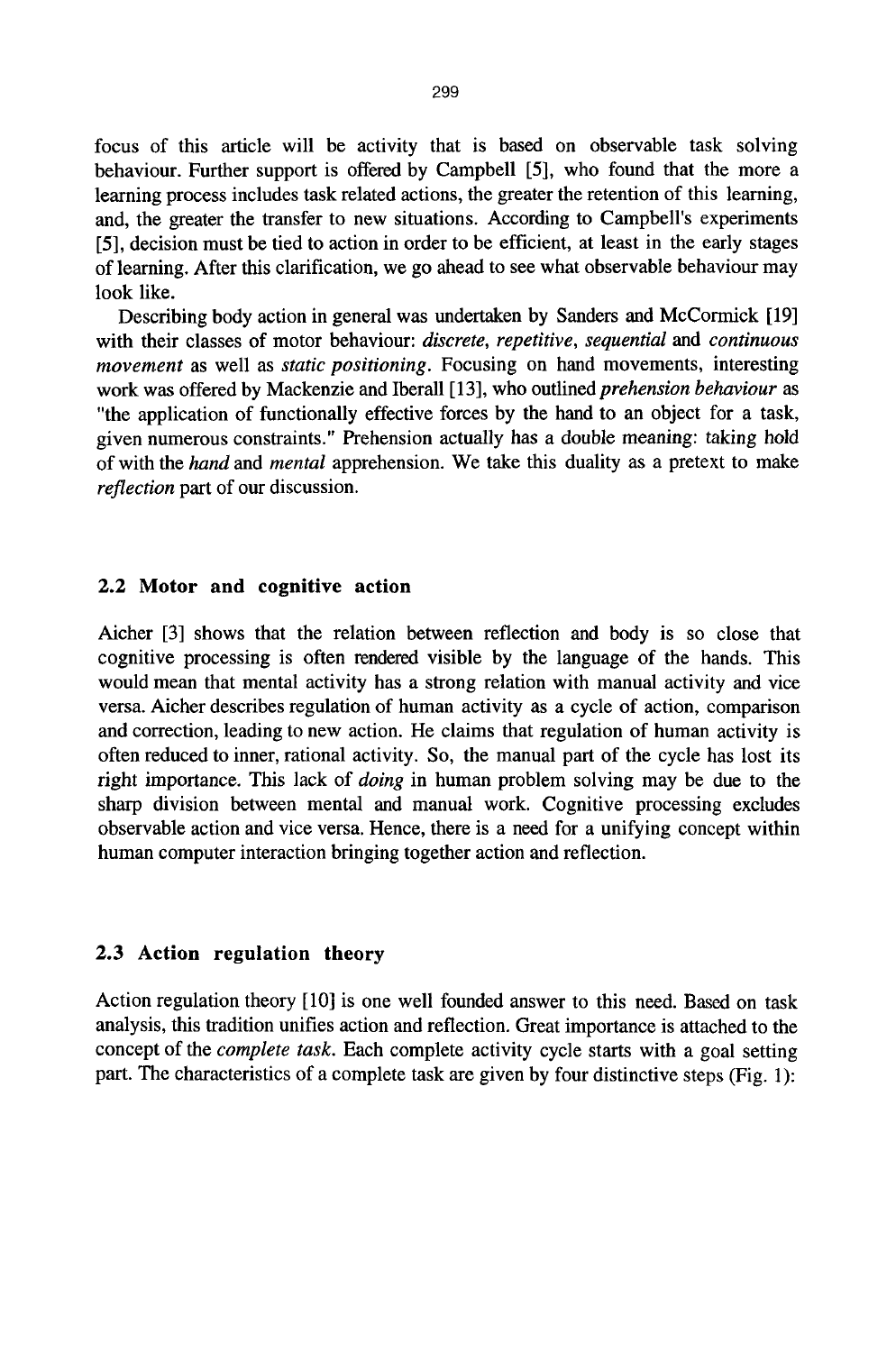focus of this article will be activity that is based on observable task solving behaviour. Further support is offered by Campbell [5], who found that the more a learning process includes task related actions, the greater the retention of this learning, and, the greater the transfer to new situations. According to Campbell's experiments [5], decision must be tied to action in order to be efficient, at least in the early stages of learning. After this clarification, we go ahead to see what observable behaviour may look like.

Describing body action in general was undertaken by Sanders and McCormick [19] with their classes of motor behaviour: *discrete*, *repetitive*, *sequential* and *continuous movement* as well as *static positioning*. Focusing on hand movements, interesting work was offered by Mackenzie and Iberall [13], who outlined *prehension behaviour* as "the application of functionally effective forces by the hand to an object for a task, given numerous constraints." Prehension actually has a double meaning: taking hold of with the *hand* and *mental* apprehension. We take this duality as a pretext to make *reflection* part of our discussion.

## 2.2 Motor and cognitive action

Aicher [3] shows that the relation between reflection and body is so close that cognitive processing is often rendered visible by the language of the hands. This would mean that mental activity has a strong relation with manual activity and vice versa. Aicher describes regulation of human activity as a cycle of action, comparison and correction, leading to new action. He claims that regulation of human activity is often reduced to inner, rational activity. So, the manual part of the cycle has lost its right importance. This lack of *doing* in human problem solving may be due to the sharp division between mental and manual work. Cognitive processing excludes observable action and vice versa. Hence, there is a need for a unifying concept within human computer interaction bringing together action and reflection.

## 2.3 Action regulation theory

Action regulation theory [10] is one well founded answer to this need. Based on task analysis, this tradition unifies action and reflection. Great importance is attached to the concept of the *complete task*. Each complete activity cycle starts with a goal setting part. The characteristics of a complete task are given by four distinctive steps (Fig. 1):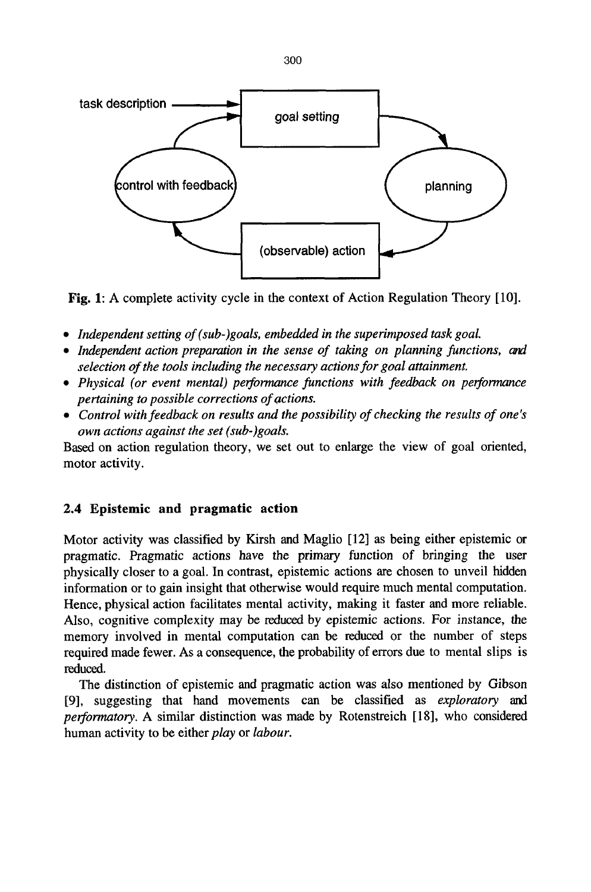Fig. 1: A complete activity cycle in the context of Action Regulation Theory [10].

- *Independent setting of (sub-)goals, embedded in the superimposed task goal.*
- *Independent action preparation in the sense of taking on planning functions, and selection of the tools including the necessary actions for goal attainment.*
- *Physical (or event mental) performance functions with feedback on performance pertaining to possible corrections of actions.*
- *Control with feedback on results and the possibility of checking the results of one's own actions against the set (sub-)goals.*

Based on action regulation theory, we set out to enlarge the view of goal oriented, motor activity.

### 2.4 Epistemic and pragmatic action

Motor activity was classified by Kirsh and Maglio [12] as being either epistemic or pragmatic. Pragmatic actions have the primary function of bringing the user physically closer to a goal. In contrast, epistemic actions are chosen to unveil hidden information or to gain insight that otherwise would require much mental computation. Hence, physical action facilitates mental activity, making it faster and more reliable. Also, cognitive complexity may be reduced by epistemic actions. For instance, the memory involved in mental computation can be reduced or the number of steps required made fewer. As a consequence, the probability of errors due to mental slips is reduced.

The distinction of epistemic and pragmatic action was also mentioned by Gibson [9], suggesting that hand movements can be classified as *exploratory* and *performatory*. A similar distinction was made by Rotenstreich [18], who considered human activity to be either *play* or *labour*.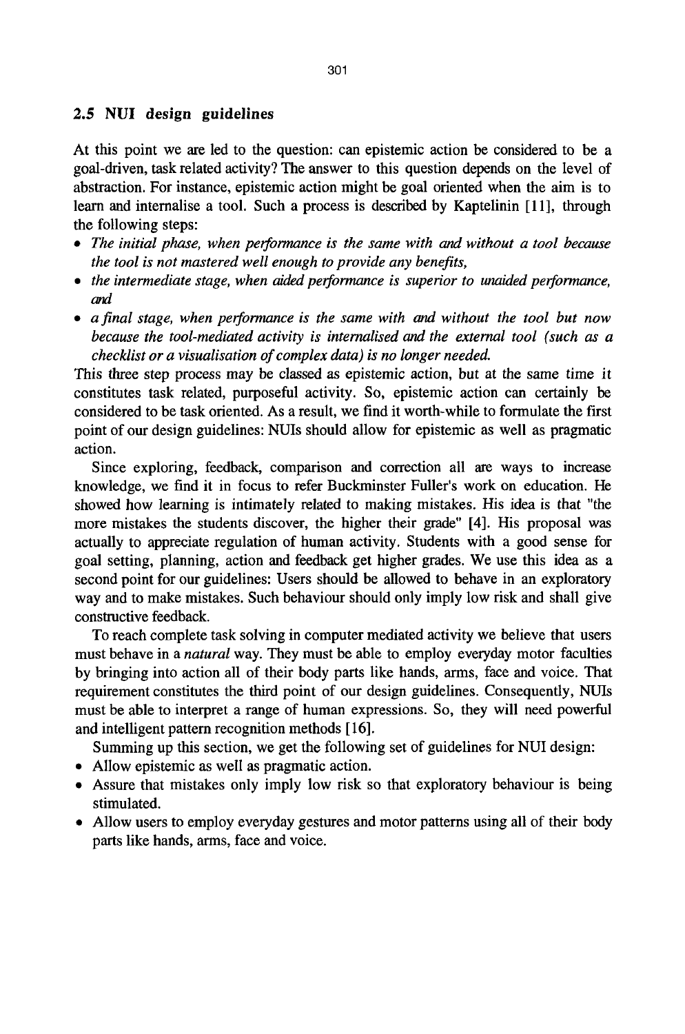## 2.5 NUI design guidelines

At this point we are led to the question: can epistemic action be considered to be a goal-driven, task related activity? The answer to this question depends on the level of abstraction. For instance, epistemic action might be goal oriented when the aim is to learn and internalise a tool. Such a process is described by Kaptelinin [11], through the following steps:

- *The initial phase, when performance is the same with and without a tool because the tool is not mastered well enough to provide any benefits,*
- *the intermediate stage, when aided performance is superior to unaided performance, and*
- *a final stage, when performance is the same with and without the tool but now because the tool-mediated activity is internalised and the external tool (such as a checklist or a visualisation of complex data) is no longer needed.*

This three step process may be classed as epistemic action, but at the same time it constitutes task related, purposeful activity. So, epistemic action can certainly be considered to be task oriented. As a result, we find it worth-while to formulate the first point of our design guidelines: NUIs should allow for epistemic as well as pragmatic action.

Since exploring, feedback, comparison and correction all are ways to increase knowledge, we find it in focus to refer Buckminster Fuller's work on education. He showed how learning is intimately related to making mistakes. His idea is that "the more mistakes the students discover, the higher their grade" [4]. His proposal was actually to appreciate regulation of human activity. Students with a good sense for goal setting, planning, action and feedback get higher grades. We use this idea as a second point for our guidelines: Users should be allowed to behave in an exploratory way and to make mistakes. Such behaviour should only imply low risk and shall give constructive feedback.

To reach complete task solving in computer mediated activity we believe that users must behave in a *natural* way. They must be able to employ everyday motor faculties by bringing into action all of their body parts like hands, arms, face and voice. That requirement constitutes the third point of our design guidelines. Consequently, NUIs must be able to interpret a range of human expressions. So, they will need powerful and intelligent pattern recognition methods [16].

Summing up this section, we get the following set of guidelines for NUI design:

- Allow epistemic as well as pragmatic action.
- Assure that mistakes only imply low risk so that exploratory behaviour is being stimulated.
- Allow users to employ everyday gestures and motor patterns using all of their body parts like hands, arms, face and voice.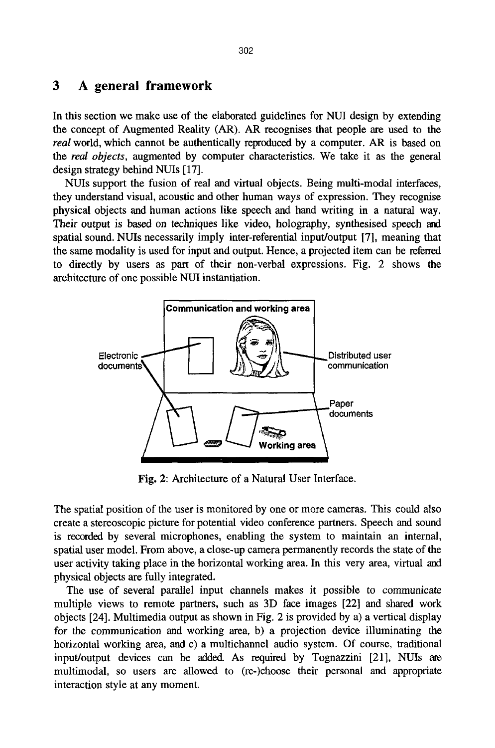## 3 A general framework

In this section we make use of the elaborated guidelines for NUI design by extending the concept of Augmented Reality (AR). AR recognises that people are used to the *real* world, which cannot be authentically reproduced by a computer. AR is based on the *real objects*, augmented by computer characteristics. We take it as the general design strategy behind NUIs [17].

NUIs support the fusion of real and virtual objects. Being multi-modal interfaces, they understand visual, acoustic and other human ways of expression. They recognise physical objects and human actions like speech and hand writing in a natural way. Their output is based on techniques like video, holography, synthesised speech and spatial sound. NUIs necessarily imply inter-referential input/output [7], meaning that the same modality is used for input and output. Hence, a projected item can be referred to directly by users as part of their non-verbal expressions. Fig. 2 shows the architecture of one possible NUI instantiation.

**Fig. 2**: Architecture of a Natural User Interface.

The spatial position of the user is monitored by one or more cameras. This could also create a stereoscopic picture for potential video conference partners. Speech and sound is recorded by several microphones, enabling the system to maintain an internal, spatial user model. From above, a close-up camera permanently records the state of the user activity taking place in the horizontal working area. In this very area, virtual and physical objects are fully integrated.

The use of several parallel input channels makes it possible to communicate multiple views to remote partners, such as 3D face images [22] and shared work objects [24]. Multimedia output as shown in Fig. 2 is provided by a) a vertical display for the communication and working area, b) a projection device illuminating the horizontal working area, and c) a multichannel audio system. Of course, traditional input/output devices can be added. As required by Tognazzini [21], NUIs are multimodal, so users are allowed to (re-)choose their personal and appropriate interaction style at any moment.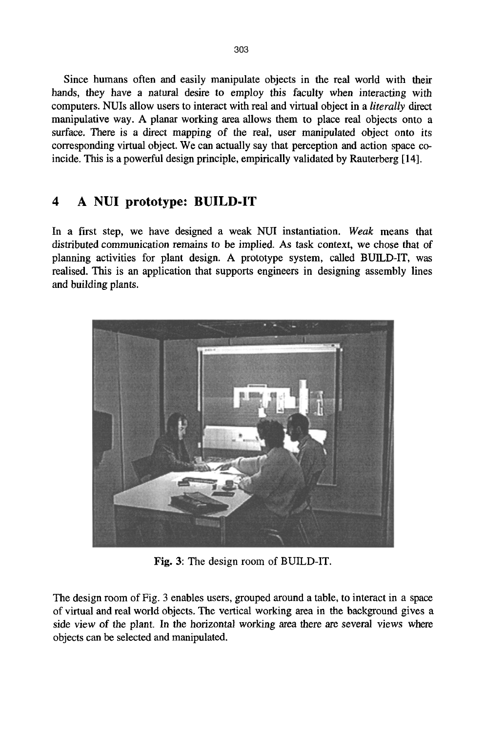Since humans often and easily manipulate objects in the real world with their hands, they have a natural desire to employ this faculty when interacting with computers. NUIs allow users to interact with real and virtual object in a *literally* direct manipulative way. A planar working area allows them to place real objects onto a surface. There is a direct mapping of the real, user manipulated object onto its corresponding virtual object. We can actually say that perception and action space coincide. This is a powerful design principle, empirically validated by Rauterberg [14].

## 4 A NUI prototype: BUILD-IT

In a first step, we have designed a weak NUI instantiation. *Weak* means that distributed communication remains to be implied. As task context, we chose that of planning activities for plant design. A prototype system, called BUILD-IT, was realised. This is an application that supports engineers in designing assembly lines and building plants.

**Fig. 3**: The design room of BUILD-IT.

The design room of Fig. 3 enables users, grouped around a table, to interact in a space of virtual and real world objects. The vertical working area in the background gives a side view of the plant. In the horizontal working area there are several views where objects can be selected and manipulated.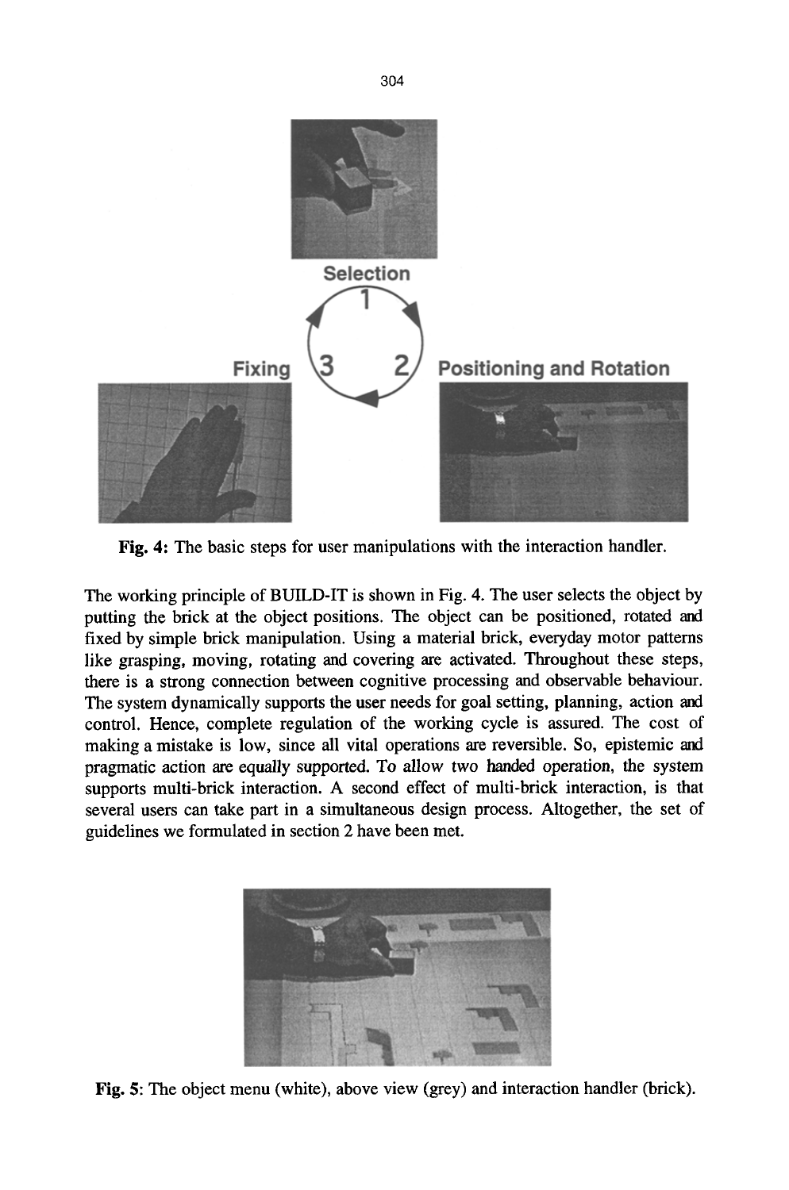Selection

1

Fixing 3 2 Positioning and Rotation

**Fig. 4:** The basic steps for user manipulations with the interaction handler.

The working principle of BUILD-IT is shown in Fig. 4. The user selects the object by putting the brick at the object positions. The object can be positioned, rotated and fixed by simple brick manipulation. Using a material brick, everyday motor patterns like grasping, moving, rotating and covering are activated. Throughout these steps, there is a strong connection between cognitive processing and observable behaviour. The system dynamically supports the user needs for goal setting, planning, action and control. Hence, complete regulation of the working cycle is assured. The cost of making a mistake is low, since all vital operations are reversible. So, epistemic and pragmatic action are equally supported. To allow two handed operation, the system supports multi-brick interaction. A second effect of multi-brick interaction, is that several users can take part in a simultaneous design process. Altogether, the set of guidelines we formulated in section 2 have been met.

**Fig. 5**: The object menu (white), above view (grey) and interaction handler (brick).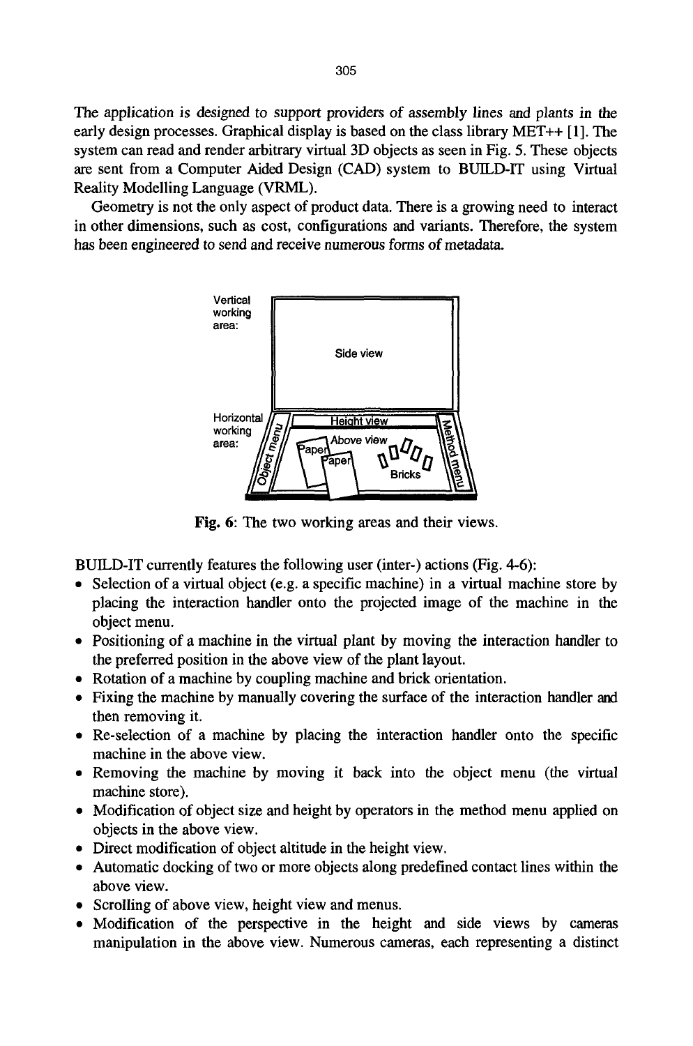The application is designed to support providers of assembly lines and plants in the early design processes. Graphical display is based on the class library MET++ [1]. The system can read and render arbitrary virtual 3D objects as seen in Fig. 5. These objects are sent from a Computer Aided Design (CAD) system to BUILD-IT using Virtual Reality Modelling Language (VRML).

Geometry is not the only aspect of product data. There is a growing need to interact in other dimensions, such as cost, configurations and variants. Therefore, the system has been engineered to send and receive numerous forms of metadata.

**Fig. 6**: The two working areas and their views.

BUILD-IT currently features the following user (inter-) actions (Fig. 4-6):

- Selection of a virtual object (e.g. a specific machine) in a virtual machine store by placing the interaction handler onto the projected image of the machine in the object menu.
- Positioning of a machine in the virtual plant by moving the interaction handler to the preferred position in the above view of the plant layout.
- Rotation of a machine by coupling machine and brick orientation.
- Fixing the machine by manually covering the surface of the interaction handler and then removing it.
- Re-selection of a machine by placing the interaction handler onto the specific machine in the above view.
- Removing the machine by moving it back into the object menu (the virtual machine store).
- Modification of object size and height by operators in the method menu applied on objects in the above view.
- Direct modification of object altitude in the height view.
- Automatic docking of two or more objects along predefined contact lines within the above view.
- Scrolling of above view, height view and menus.
- Modification of the perspective in the height and side views by cameras manipulation in the above view. Numerous cameras, each representing a distinct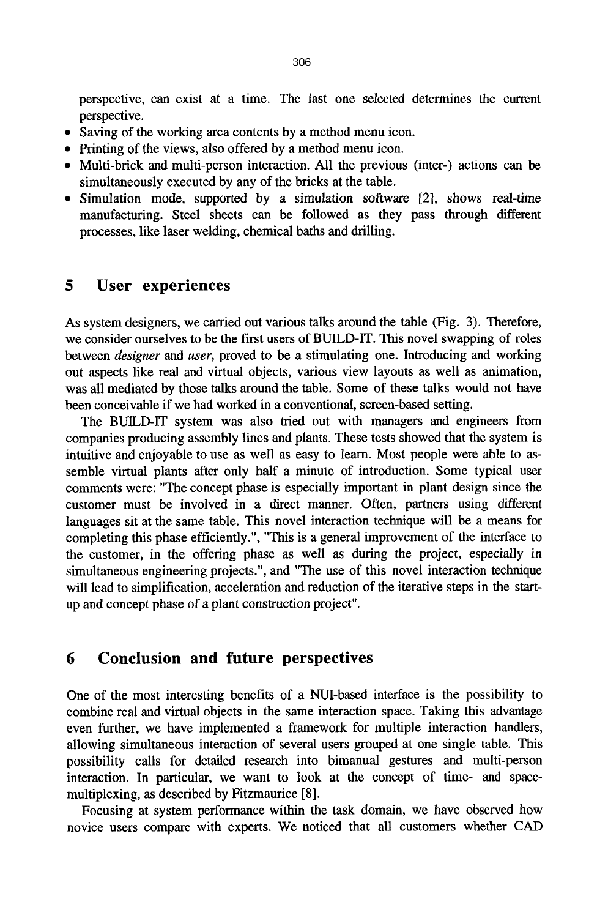perspective, can exist at a time. The last one selected determines the current perspective.

- Saving of the working area contents by a method menu icon.
- Printing of the views, also offered by a method menu icon.
- Multi-brick and multi-person interaction. All the previous (inter-) actions can be simultaneously executed by any of the bricks at the table.
- Simulation mode, supported by a simulation software [2], shows real-time manufacturing. Steel sheets can be followed as they pass through different processes, like laser welding, chemical baths and drilling.

## 5 User experiences

As system designers, we carried out various talks around the table (Fig. 3). Therefore, we consider ourselves to be the first users of BUILD-IT. This novel swapping of roles between *designer* and *user*, proved to be a stimulating one. Introducing and working out aspects like real and virtual objects, various view layouts as well as animation, was all mediated by those talks around the table. Some of these talks would not have been conceivable if we had worked in a conventional, screen-based setting.

The BUILD-IT system was also tried out with managers and engineers from companies producing assembly lines and plants. These tests showed that the system is intuitive and enjoyable to use as well as easy to learn. Most people were able to assemble virtual plants after only half a minute of introduction. Some typical user comments were: "The concept phase is especially important in plant design since the customer must be involved in a direct manner. Often, partners using different languages sit at the same table. This novel interaction technique will be a means for completing this phase efficiently.", "This is a general improvement of the interface to the customer, in the offering phase as well as during the project, especially in simultaneous engineering projects.", and "The use of this novel interaction technique will lead to simplification, acceleration and reduction of the iterative steps in the start-up and concept phase of a plant construction project".

## 6 Conclusion and future perspectives

One of the most interesting benefits of a NUI-based interface is the possibility to combine real and virtual objects in the same interaction space. Taking this advantage even further, we have implemented a framework for multiple interaction handlers, allowing simultaneous interaction of several users grouped at one single table. This possibility calls for detailed research into bimanual gestures and multi-person interaction. In particular, we want to look at the concept of time- and space-multiplexing, as described by Fitzmaurice [8].

Focusing at system performance within the task domain, we have observed how novice users compare with experts. We noticed that all customers whether CAD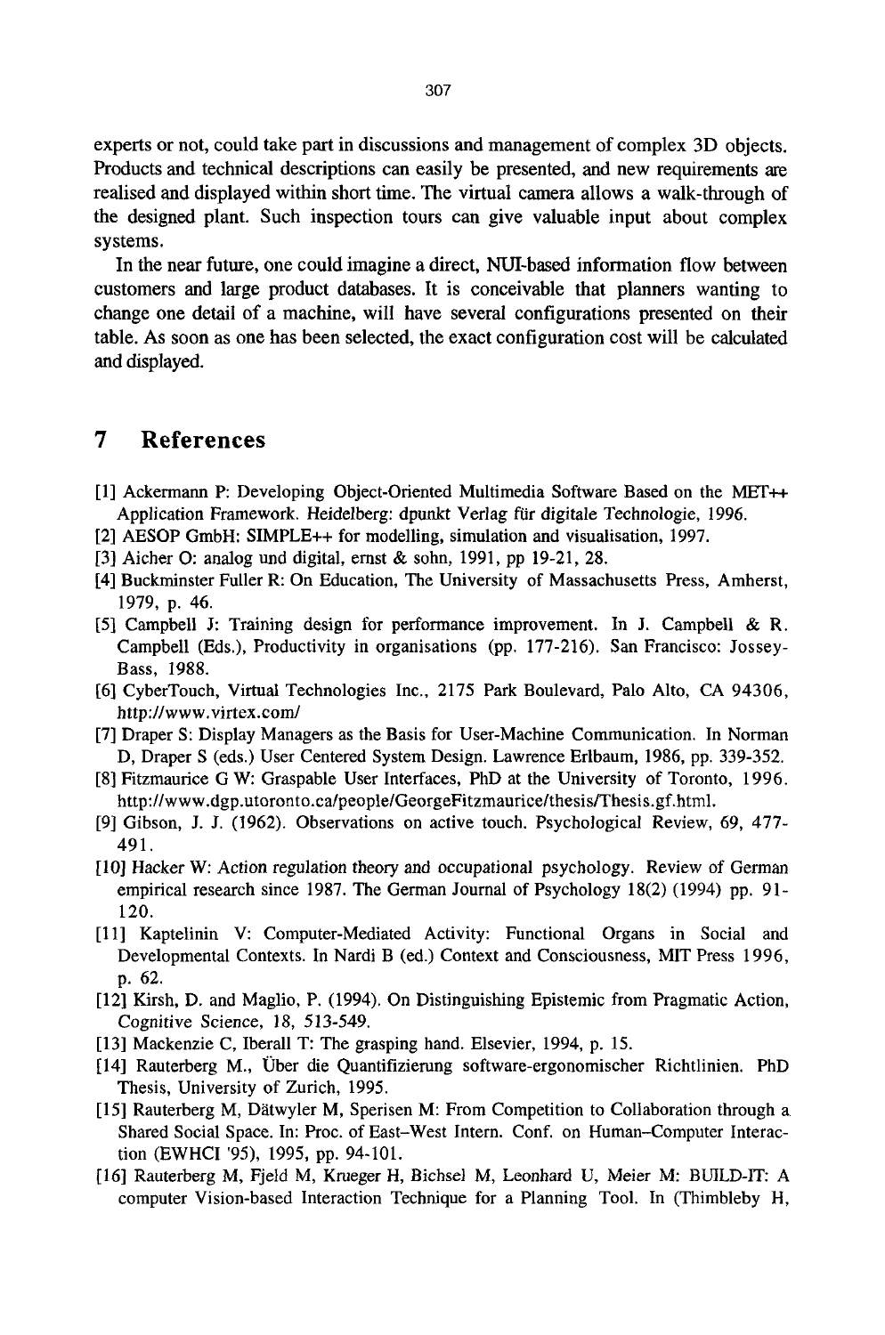experts or not, could take part in discussions and management of complex 3D objects. Products and technical descriptions can easily be presented, and new requirements are realised and displayed within short time. The virtual camera allows a walk-through of the designed plant. Such inspection tours can give valuable input about complex systems.

In the near future, one could imagine a direct, NUI-based information flow between customers and large product databases. It is conceivable that planners wanting to change one detail of a machine, will have several configurations presented on their table. As soon as one has been selected, the exact configuration cost will be calculated and displayed.

## 7 References

[1] Ackermann P: Developing Object-Oriented Multimedia Software Based on the MET++ Application Framework. Heidelberg: dpunkt Verlag für digitale Technologie, 1996.

[2] AESOP GmbH: SIMPLE++ for modelling, simulation and visualisation, 1997.

[3] Aicher O: analog und digital, ernst & sohn, 1991, pp 19-21, 28.

[4] Buckminster Fuller R: On Education, The University of Massachusetts Press, Amherst, 1979, p. 46.

[5] Campbell J: Training design for performance improvement. In J. Campbell & R. Campbell (Eds.), Productivity in organisations (pp. 177-216). San Francisco: Jossey-Bass, 1988.

[6] CyberTouch, Virtual Technologies Inc., 2175 Park Boulevard, Palo Alto, CA 94306, http://www.virtex.com/

[7] Draper S: Display Managers as the Basis for User-Machine Communication. In Norman D, Draper S (eds.) User Centered System Design. Lawrence Erlbaum, 1986, pp. 339-352.

[8] Fitzmaurice G W: Graspable User Interfaces, PhD at the University of Toronto, 1996. http://www.dgp.utoronto.ca/people/GeorgeFitzmaurice/thesis/Thesis.gf.html.

[9] Gibson, J. J. (1962). Observations on active touch. Psychological Review, 69, 477-491.

[10] Hacker W: Action regulation theory and occupational psychology. Review of German empirical research since 1987. The German Journal of Psychology 18(2) (1994) pp. 91-120.

[11] Kaptelinin V: Computer-Mediated Activity: Functional Organs in Social and Developmental Contexts. In Nardi B (ed.) Context and Consciousness, MIT Press 1996, p. 62.

[12] Kirsh, D. and Maglio, P. (1994). On Distinguishing Epistemic from Pragmatic Action, Cognitive Science, 18, 513-549.

[13] Mackenzie C, Iberall T: The grasping hand. Elsevier, 1994, p. 15.

[14] Rauterberg M., Über die Quantifizierung software-ergonomischer Richtlinien. PhD Thesis, University of Zurich, 1995.

[15] Rauterberg M, Dätwyler M, Sperisen M: From Competition to Collaboration through a Shared Social Space. In: Proc. of East-West Intern. Conf. on Human-Computer Interaction (EWHCI '95), 1995, pp. 94-101.

[16] Rauterberg M, Fjeld M, Krueger H, Bichsel M, Leonhard U, Meier M: BUILD-IT: A computer Vision-based Interaction Technique for a Planning Tool. In (Thimbleby H,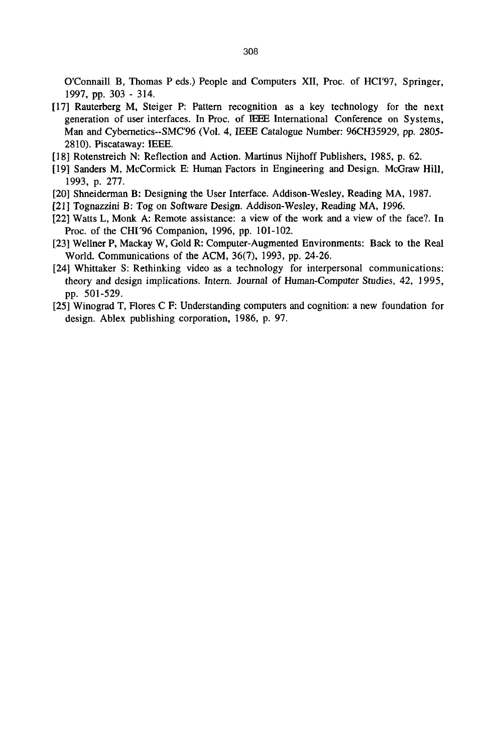O'Connaill B, Thomas P eds.) People and Computers XII, Proc. of HCI'97, Springer, 1997, pp. 303 - 314.

[17] Rauterberg M, Steiger P: Pattern recognition as a key technology for the next generation of user interfaces. In Proc. of IEEE International Conference on Systems, Man and Cybernetics--SMC'96 (Vol. 4, IEEE Catalogue Number: 96CH35929, pp. 2805-2810). Piscataway: IEEE.

[18] Rotenstreich N: Reflection and Action. Martinus Nijhoff Publishers, 1985, p. 62.

[19] Sanders M, McCormick E: Human Factors in Engineering and Design. McGraw Hill, 1993, p. 277.

[20] Shneiderman B: Designing the User Interface. Addison-Wesley, Reading MA, 1987.

[21] Tognazzini B: Tog on Software Design. Addison-Wesley, Reading MA, 1996.

[22] Watts L, Monk A: Remote assistance: a view of the work and a view of the face?. In Proc. of the CHI'96 Companion, 1996, pp. 101-102.

[23] Wellner P, Mackay W, Gold R: Computer-Augmented Environments: Back to the Real World. Communications of the ACM, 36(7), 1993, pp. 24-26.

[24] Whittaker S: Rethinking video as a technology for interpersonal communications: theory and design implications. Intern. Journal of Human-Computer Studies, 42, 1995, pp. 501-529.

[25] Winograd T, Flores C F: Understanding computers and cognition: a new foundation for design. Ablex publishing corporation, 1986, p. 97.